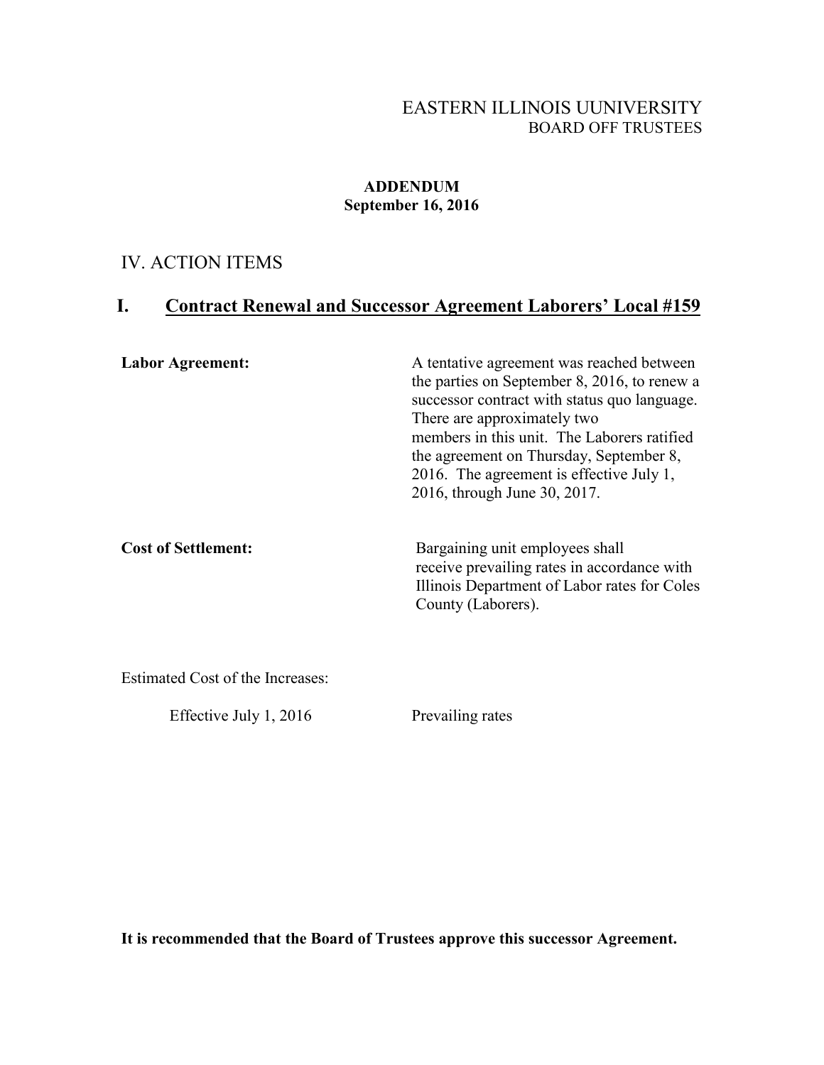EASTERN ILLINOIS UUNIVERSITY
BOARD OFF TRUSTEES

**ADDENDUM**
**September 16, 2016**

## IV. ACTION ITEMS

## I. Contract Renewal and Successor Agreement Laborers' Local #159

**Labor Agreement:**

A tentative agreement was reached between the parties on September 8, 2016, to renew a successor contract with status quo language. There are approximately two members in this unit. The Laborers ratified the agreement on Thursday, September 8, 2016. The agreement is effective July 1, 2016, through June 30, 2017.

**Cost of Settlement:**

Bargaining unit employees shall receive prevailing rates in accordance with Illinois Department of Labor rates for Coles County (Laborers).

Estimated Cost of the Increases:

Effective July 1, 2016 — Prevailing rates

**It is recommended that the Board of Trustees approve this successor Agreement.**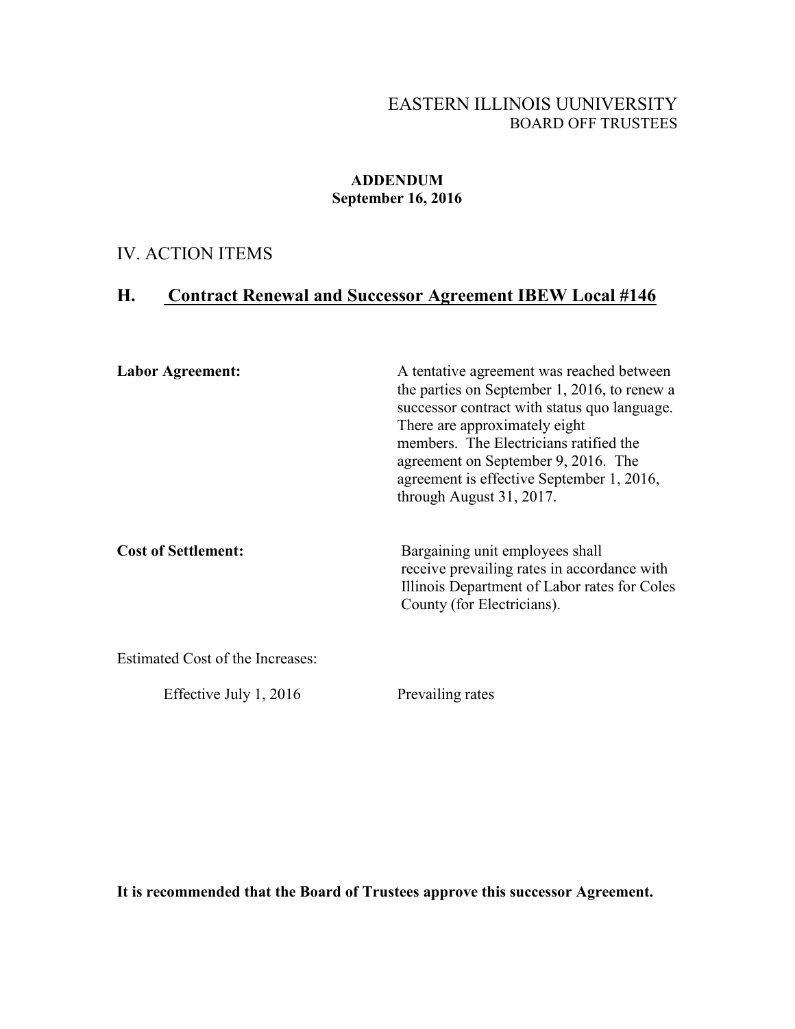EASTERN ILLINOIS UUNIVERSITY
BOARD OFF TRUSTEES

**ADDENDUM**
**September 16, 2016**

## IV. ACTION ITEMS

## H. Contract Renewal and Successor Agreement IBEW Local #146

**Labor Agreement:** A tentative agreement was reached between the parties on September 1, 2016, to renew a successor contract with status quo language. There are approximately eight members. The Electricians ratified the agreement on September 9, 2016. The agreement is effective September 1, 2016, through August 31, 2017.

**Cost of Settlement:** Bargaining unit employees shall receive prevailing rates in accordance with Illinois Department of Labor rates for Coles County (for Electricians).

Estimated Cost of the Increases:

| | |
|---|---|
| Effective July 1, 2016 | Prevailing rates |

**It is recommended that the Board of Trustees approve this successor Agreement.**